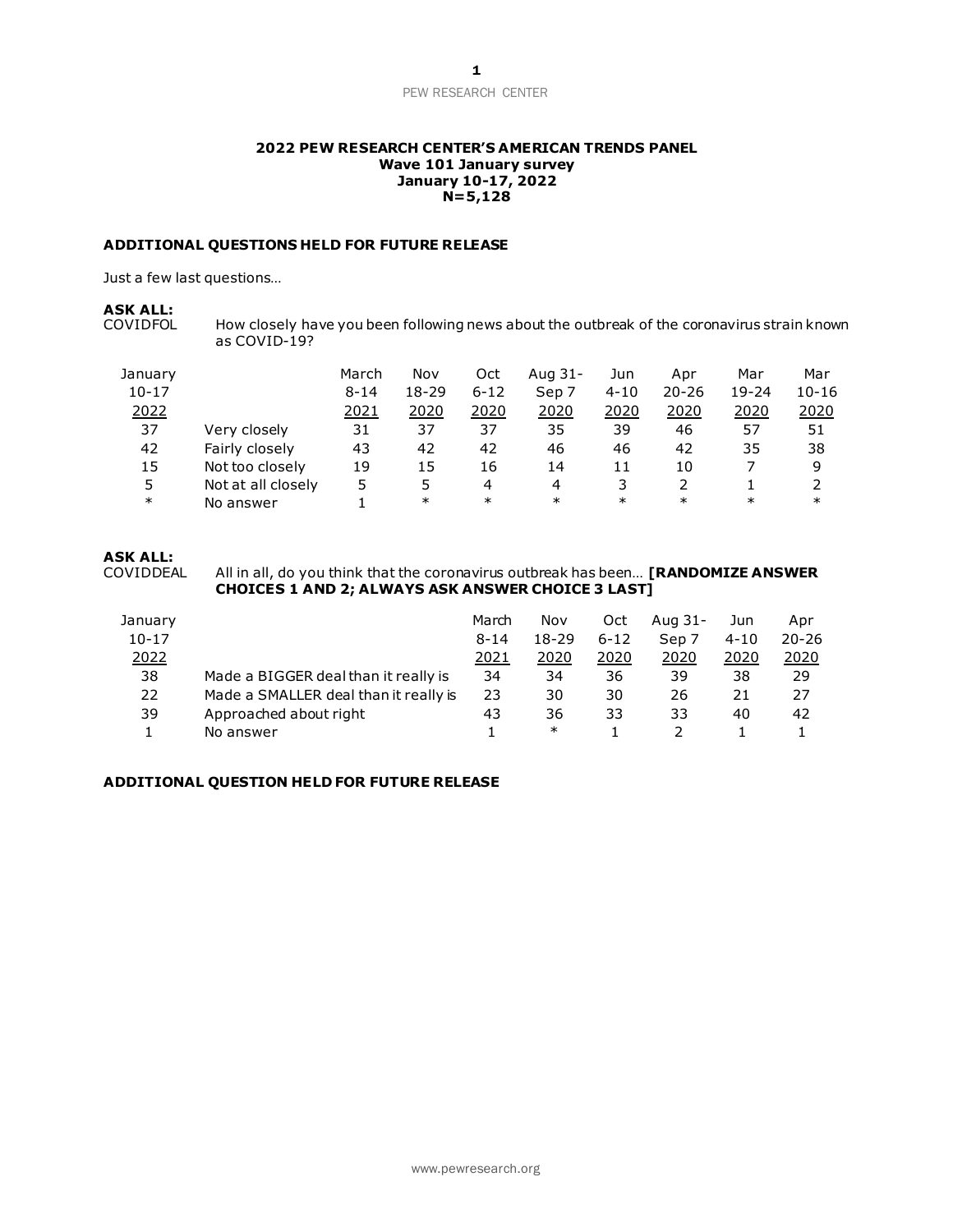**2022 PEW RESEARCH CENTER'S AMERICAN TRENDS PANEL**
**Wave 101 January survey**
**January 10-17, 2022**
**N=5,128**

**ADDITIONAL QUESTIONS HELD FOR FUTURE RELEASE**

Just a few last questions…

**ASK ALL:**
COVIDFOL How closely have you been following news about the outbreak of the coronavirus strain known as COVID-19?

| January 10-17 2022 | | March 8-14 2021 | Nov 18-29 2020 | Oct 6-12 2020 | Aug 31- Sep 7 2020 | Jun 4-10 2020 | Apr 20-26 2020 | Mar 19-24 2020 | Mar 10-16 2020 |
|---|---|---|---|---|---|---|---|---|---|
| 37 | Very closely | 31 | 37 | 37 | 35 | 39 | 46 | 57 | 51 |
| 42 | Fairly closely | 43 | 42 | 42 | 46 | 46 | 42 | 35 | 38 |
| 15 | Not too closely | 19 | 15 | 16 | 14 | 11 | 10 | 7 | 9 |
| 5 | Not at all closely | 5 | 5 | 4 | 4 | 3 | 2 | 1 | 2 |
| * | No answer | 1 | * | * | * | * | * | * | * |

**ASK ALL:**
COVIDDEAL All in all, do you think that the coronavirus outbreak has been… **[RANDOMIZE ANSWER CHOICES 1 AND 2; ALWAYS ASK ANSWER CHOICE 3 LAST]**

| January 10-17 2022 | | March 8-14 2021 | Nov 18-29 2020 | Oct 6-12 2020 | Aug 31- Sep 7 2020 | Jun 4-10 2020 | Apr 20-26 2020 |
|---|---|---|---|---|---|---|---|
| 38 | Made a BIGGER deal than it really is | 34 | 34 | 36 | 39 | 38 | 29 |
| 22 | Made a SMALLER deal than it really is | 23 | 30 | 30 | 26 | 21 | 27 |
| 39 | Approached about right | 43 | 36 | 33 | 33 | 40 | 42 |
| 1 | No answer | 1 | * | 1 | 2 | 1 | 1 |

**ADDITIONAL QUESTION HELD FOR FUTURE RELEASE**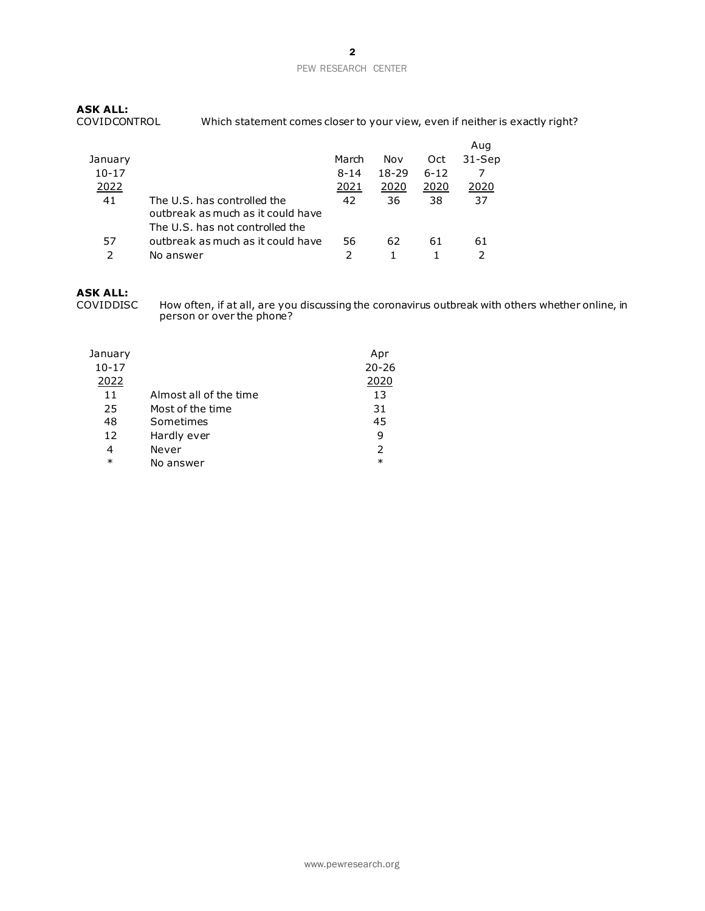**ASK ALL:**
COVIDCONTROL Which statement comes closer to your view, even if neither is exactly right?

| January 10-17 2022 | | March 8-14 2021 | Nov 18-29 2020 | Oct 6-12 2020 | Aug 31-Sep 7 2020 |
|---|---|---|---|---|---|
| 41 | The U.S. has controlled the outbreak as much as it could have | 42 | 36 | 38 | 37 |
| 57 | The U.S. has not controlled the outbreak as much as it could have | 56 | 62 | 61 | 61 |
| 2 | No answer | 2 | 1 | 1 | 2 |

**ASK ALL:**
COVIDDISC How often, if at all, are you discussing the coronavirus outbreak with others whether online, in person or over the phone?

| January 10-17 2022 | | Apr 20-26 2020 |
|---|---|---|
| 11 | Almost all of the time | 13 |
| 25 | Most of the time | 31 |
| 48 | Sometimes | 45 |
| 12 | Hardly ever | 9 |
| 4 | Never | 2 |
| * | No answer | * |